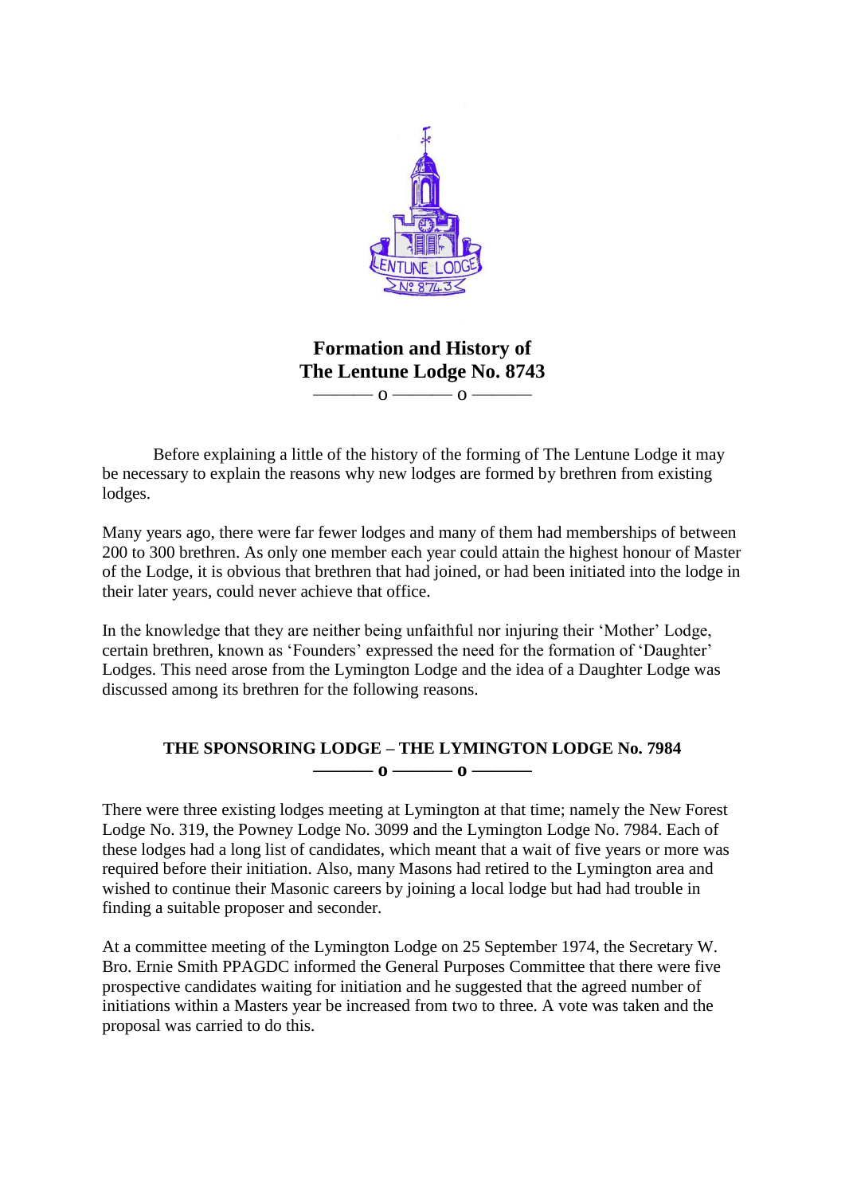# Formation and History of The Lentune Lodge No. 8743

——— o ——— o ———

Before explaining a little of the history of the forming of The Lentune Lodge it may be necessary to explain the reasons why new lodges are formed by brethren from existing lodges.

Many years ago, there were far fewer lodges and many of them had memberships of between 200 to 300 brethren. As only one member each year could attain the highest honour of Master of the Lodge, it is obvious that brethren that had joined, or had been initiated into the lodge in their later years, could never achieve that office.

In the knowledge that they are neither being unfaithful nor injuring their 'Mother' Lodge, certain brethren, known as 'Founders' expressed the need for the formation of 'Daughter' Lodges. This need arose from the Lymington Lodge and the idea of a Daughter Lodge was discussed among its brethren for the following reasons.

## THE SPONSORING LODGE – THE LYMINGTON LODGE No. 7984

——— o ——— o ———

There were three existing lodges meeting at Lymington at that time; namely the New Forest Lodge No. 319, the Powney Lodge No. 3099 and the Lymington Lodge No. 7984. Each of these lodges had a long list of candidates, which meant that a wait of five years or more was required before their initiation. Also, many Masons had retired to the Lymington area and wished to continue their Masonic careers by joining a local lodge but had had trouble in finding a suitable proposer and seconder.

At a committee meeting of the Lymington Lodge on 25 September 1974, the Secretary W. Bro. Ernie Smith PPAGDC informed the General Purposes Committee that there were five prospective candidates waiting for initiation and he suggested that the agreed number of initiations within a Masters year be increased from two to three. A vote was taken and the proposal was carried to do this.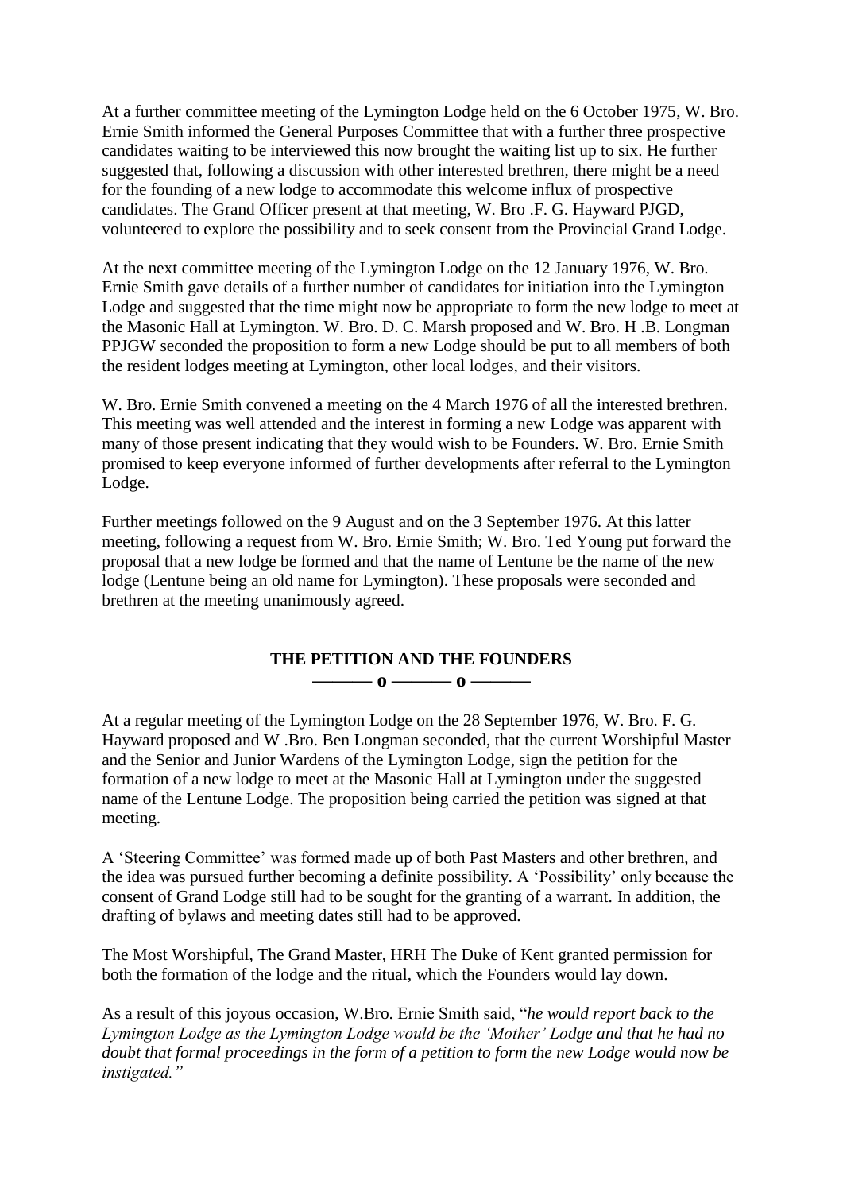At a further committee meeting of the Lymington Lodge held on the 6 October 1975, W. Bro. Ernie Smith informed the General Purposes Committee that with a further three prospective candidates waiting to be interviewed this now brought the waiting list up to six. He further suggested that, following a discussion with other interested brethren, there might be a need for the founding of a new lodge to accommodate this welcome influx of prospective candidates. The Grand Officer present at that meeting, W. Bro .F. G. Hayward PJGD, volunteered to explore the possibility and to seek consent from the Provincial Grand Lodge.

At the next committee meeting of the Lymington Lodge on the 12 January 1976, W. Bro. Ernie Smith gave details of a further number of candidates for initiation into the Lymington Lodge and suggested that the time might now be appropriate to form the new lodge to meet at the Masonic Hall at Lymington. W. Bro. D. C. Marsh proposed and W. Bro. H .B. Longman PPJGW seconded the proposition to form a new Lodge should be put to all members of both the resident lodges meeting at Lymington, other local lodges, and their visitors.

W. Bro. Ernie Smith convened a meeting on the 4 March 1976 of all the interested brethren. This meeting was well attended and the interest in forming a new Lodge was apparent with many of those present indicating that they would wish to be Founders. W. Bro. Ernie Smith promised to keep everyone informed of further developments after referral to the Lymington Lodge.

Further meetings followed on the 9 August and on the 3 September 1976. At this latter meeting, following a request from W. Bro. Ernie Smith; W. Bro. Ted Young put forward the proposal that a new lodge be formed and that the name of Lentune be the name of the new lodge (Lentune being an old name for Lymington). These proposals were seconded and brethren at the meeting unanimously agreed.

## THE PETITION AND THE FOUNDERS

——— o ——— o ———

At a regular meeting of the Lymington Lodge on the 28 September 1976, W. Bro. F. G. Hayward proposed and W .Bro. Ben Longman seconded, that the current Worshipful Master and the Senior and Junior Wardens of the Lymington Lodge, sign the petition for the formation of a new lodge to meet at the Masonic Hall at Lymington under the suggested name of the Lentune Lodge. The proposition being carried the petition was signed at that meeting.

A 'Steering Committee' was formed made up of both Past Masters and other brethren, and the idea was pursued further becoming a definite possibility. A 'Possibility' only because the consent of Grand Lodge still had to be sought for the granting of a warrant. In addition, the drafting of bylaws and meeting dates still had to be approved.

The Most Worshipful, The Grand Master, HRH The Duke of Kent granted permission for both the formation of the lodge and the ritual, which the Founders would lay down.

As a result of this joyous occasion, W.Bro. Ernie Smith said, "*he would report back to the Lymington Lodge as the Lymington Lodge would be the 'Mother' Lodge and that he had no doubt that formal proceedings in the form of a petition to form the new Lodge would now be instigated."*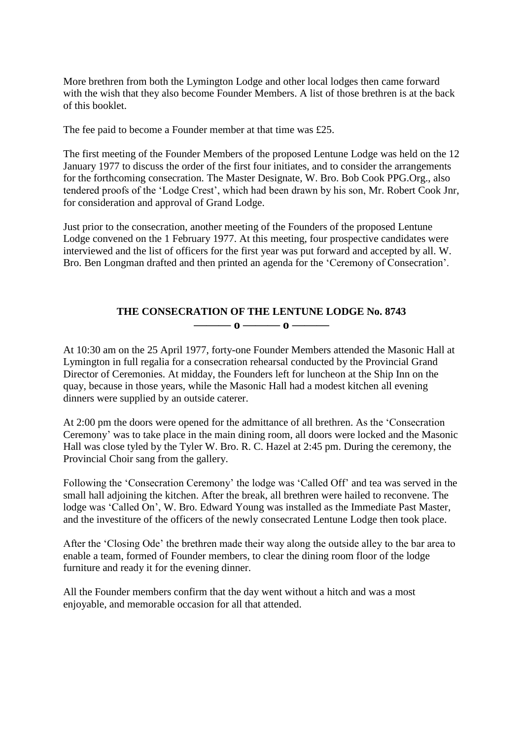More brethren from both the Lymington Lodge and other local lodges then came forward with the wish that they also become Founder Members. A list of those brethren is at the back of this booklet.

The fee paid to become a Founder member at that time was £25.

The first meeting of the Founder Members of the proposed Lentune Lodge was held on the 12 January 1977 to discuss the order of the first four initiates, and to consider the arrangements for the forthcoming consecration. The Master Designate, W. Bro. Bob Cook PPG.Org., also tendered proofs of the 'Lodge Crest', which had been drawn by his son, Mr. Robert Cook Jnr, for consideration and approval of Grand Lodge.

Just prior to the consecration, another meeting of the Founders of the proposed Lentune Lodge convened on the 1 February 1977. At this meeting, four prospective candidates were interviewed and the list of officers for the first year was put forward and accepted by all. W. Bro. Ben Longman drafted and then printed an agenda for the 'Ceremony of Consecration'.

## THE CONSECRATION OF THE LENTUNE LODGE No. 8743

——— o ——— o ———

At 10:30 am on the 25 April 1977, forty-one Founder Members attended the Masonic Hall at Lymington in full regalia for a consecration rehearsal conducted by the Provincial Grand Director of Ceremonies. At midday, the Founders left for luncheon at the Ship Inn on the quay, because in those years, while the Masonic Hall had a modest kitchen all evening dinners were supplied by an outside caterer.

At 2:00 pm the doors were opened for the admittance of all brethren. As the 'Consecration Ceremony' was to take place in the main dining room, all doors were locked and the Masonic Hall was close tyled by the Tyler W. Bro. R. C. Hazel at 2:45 pm. During the ceremony, the Provincial Choir sang from the gallery.

Following the 'Consecration Ceremony' the lodge was 'Called Off' and tea was served in the small hall adjoining the kitchen. After the break, all brethren were hailed to reconvene. The lodge was 'Called On', W. Bro. Edward Young was installed as the Immediate Past Master, and the investiture of the officers of the newly consecrated Lentune Lodge then took place.

After the 'Closing Ode' the brethren made their way along the outside alley to the bar area to enable a team, formed of Founder members, to clear the dining room floor of the lodge furniture and ready it for the evening dinner.

All the Founder members confirm that the day went without a hitch and was a most enjoyable, and memorable occasion for all that attended.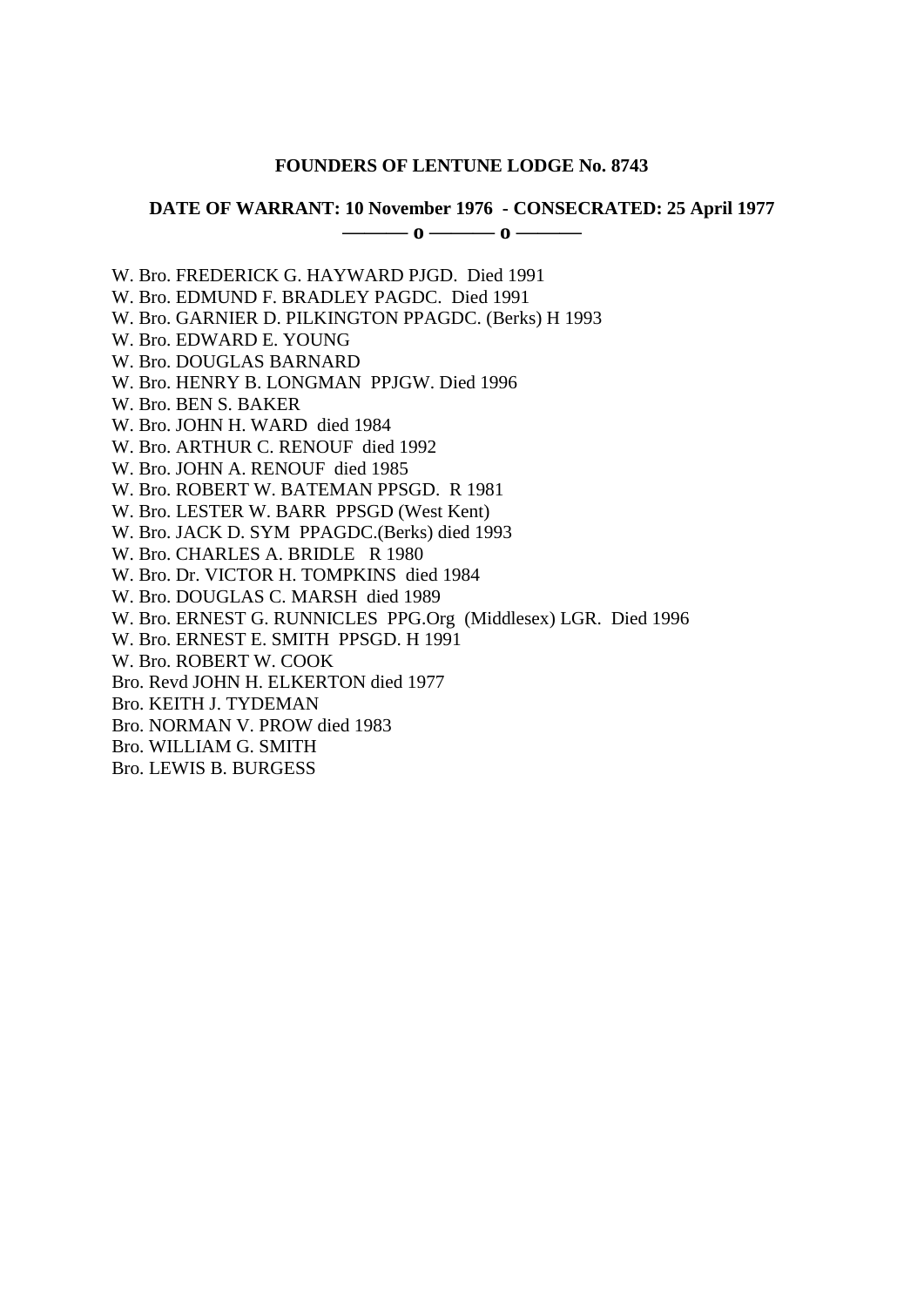**FOUNDERS OF LENTUNE LODGE No. 8743**

**DATE OF WARRANT: 10 November 1976 - CONSECRATED: 25 April 1977**

——— o ——— o ———

W. Bro. FREDERICK G. HAYWARD PJGD. Died 1991
W. Bro. EDMUND F. BRADLEY PAGDC. Died 1991
W. Bro. GARNIER D. PILKINGTON PPAGDC. (Berks) H 1993
W. Bro. EDWARD E. YOUNG
W. Bro. DOUGLAS BARNARD
W. Bro. HENRY B. LONGMAN PPJGW. Died 1996
W. Bro. BEN S. BAKER
W. Bro. JOHN H. WARD died 1984
W. Bro. ARTHUR C. RENOUF died 1992
W. Bro. JOHN A. RENOUF died 1985
W. Bro. ROBERT W. BATEMAN PPSGD. R 1981
W. Bro. LESTER W. BARR PPSGD (West Kent)
W. Bro. JACK D. SYM PPAGDC.(Berks) died 1993
W. Bro. CHARLES A. BRIDLE R 1980
W. Bro. Dr. VICTOR H. TOMPKINS died 1984
W. Bro. DOUGLAS C. MARSH died 1989
W. Bro. ERNEST G. RUNNICLES PPG.Org (Middlesex) LGR. Died 1996
W. Bro. ERNEST E. SMITH PPSGD. H 1991
W. Bro. ROBERT W. COOK
Bro. Revd JOHN H. ELKERTON died 1977
Bro. KEITH J. TYDEMAN
Bro. NORMAN V. PROW died 1983
Bro. WILLIAM G. SMITH
Bro. LEWIS B. BURGESS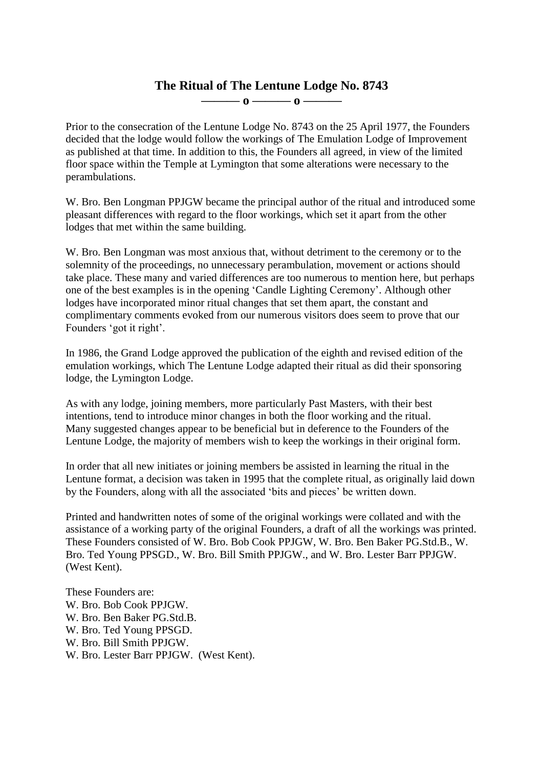# The Ritual of The Lentune Lodge No. 8743

——— o ——— o ———

Prior to the consecration of the Lentune Lodge No. 8743 on the 25 April 1977, the Founders decided that the lodge would follow the workings of The Emulation Lodge of Improvement as published at that time. In addition to this, the Founders all agreed, in view of the limited floor space within the Temple at Lymington that some alterations were necessary to the perambulations.

W. Bro. Ben Longman PPJGW became the principal author of the ritual and introduced some pleasant differences with regard to the floor workings, which set it apart from the other lodges that met within the same building.

W. Bro. Ben Longman was most anxious that, without detriment to the ceremony or to the solemnity of the proceedings, no unnecessary perambulation, movement or actions should take place. These many and varied differences are too numerous to mention here, but perhaps one of the best examples is in the opening 'Candle Lighting Ceremony'. Although other lodges have incorporated minor ritual changes that set them apart, the constant and complimentary comments evoked from our numerous visitors does seem to prove that our Founders 'got it right'.

In 1986, the Grand Lodge approved the publication of the eighth and revised edition of the emulation workings, which The Lentune Lodge adapted their ritual as did their sponsoring lodge, the Lymington Lodge.

As with any lodge, joining members, more particularly Past Masters, with their best intentions, tend to introduce minor changes in both the floor working and the ritual. Many suggested changes appear to be beneficial but in deference to the Founders of the Lentune Lodge, the majority of members wish to keep the workings in their original form.

In order that all new initiates or joining members be assisted in learning the ritual in the Lentune format, a decision was taken in 1995 that the complete ritual, as originally laid down by the Founders, along with all the associated 'bits and pieces' be written down.

Printed and handwritten notes of some of the original workings were collated and with the assistance of a working party of the original Founders, a draft of all the workings was printed. These Founders consisted of W. Bro. Bob Cook PPJGW, W. Bro. Ben Baker PG.Std.B., W. Bro. Ted Young PPSGD., W. Bro. Bill Smith PPJGW., and W. Bro. Lester Barr PPJGW. (West Kent).

These Founders are:
W. Bro. Bob Cook PPJGW.
W. Bro. Ben Baker PG.Std.B.
W. Bro. Ted Young PPSGD.
W. Bro. Bill Smith PPJGW.
W. Bro. Lester Barr PPJGW. (West Kent).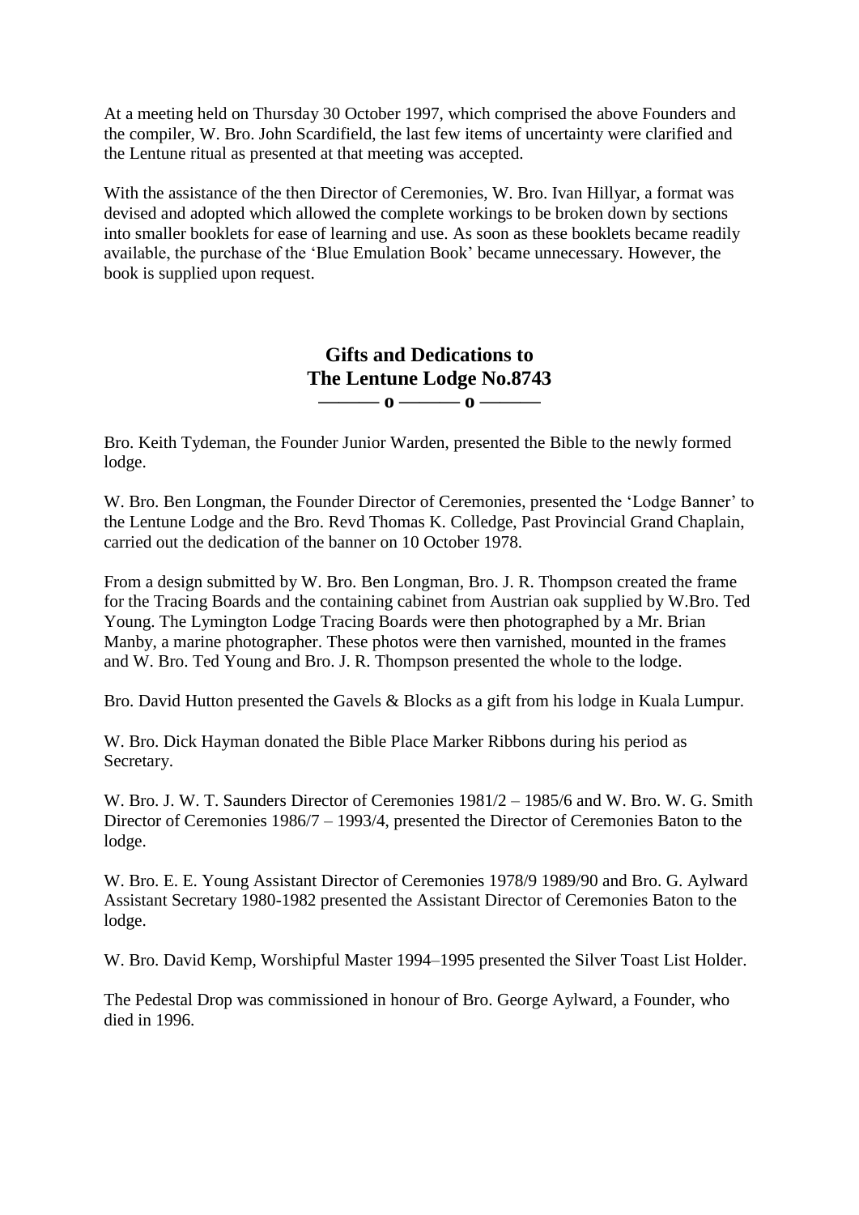At a meeting held on Thursday 30 October 1997, which comprised the above Founders and the compiler, W. Bro. John Scardifield, the last few items of uncertainty were clarified and the Lentune ritual as presented at that meeting was accepted.

With the assistance of the then Director of Ceremonies, W. Bro. Ivan Hillyar, a format was devised and adopted which allowed the complete workings to be broken down by sections into smaller booklets for ease of learning and use. As soon as these booklets became readily available, the purchase of the 'Blue Emulation Book' became unnecessary. However, the book is supplied upon request.

## Gifts and Dedications to The Lentune Lodge No.8743

——— o ——— o ———

Bro. Keith Tydeman, the Founder Junior Warden, presented the Bible to the newly formed lodge.

W. Bro. Ben Longman, the Founder Director of Ceremonies, presented the 'Lodge Banner' to the Lentune Lodge and the Bro. Revd Thomas K. Colledge, Past Provincial Grand Chaplain, carried out the dedication of the banner on 10 October 1978.

From a design submitted by W. Bro. Ben Longman, Bro. J. R. Thompson created the frame for the Tracing Boards and the containing cabinet from Austrian oak supplied by W.Bro. Ted Young. The Lymington Lodge Tracing Boards were then photographed by a Mr. Brian Manby, a marine photographer. These photos were then varnished, mounted in the frames and W. Bro. Ted Young and Bro. J. R. Thompson presented the whole to the lodge.

Bro. David Hutton presented the Gavels & Blocks as a gift from his lodge in Kuala Lumpur.

W. Bro. Dick Hayman donated the Bible Place Marker Ribbons during his period as Secretary.

W. Bro. J. W. T. Saunders Director of Ceremonies 1981/2 – 1985/6 and W. Bro. W. G. Smith Director of Ceremonies 1986/7 – 1993/4, presented the Director of Ceremonies Baton to the lodge.

W. Bro. E. E. Young Assistant Director of Ceremonies 1978/9 1989/90 and Bro. G. Aylward Assistant Secretary 1980-1982 presented the Assistant Director of Ceremonies Baton to the lodge.

W. Bro. David Kemp, Worshipful Master 1994–1995 presented the Silver Toast List Holder.

The Pedestal Drop was commissioned in honour of Bro. George Aylward, a Founder, who died in 1996.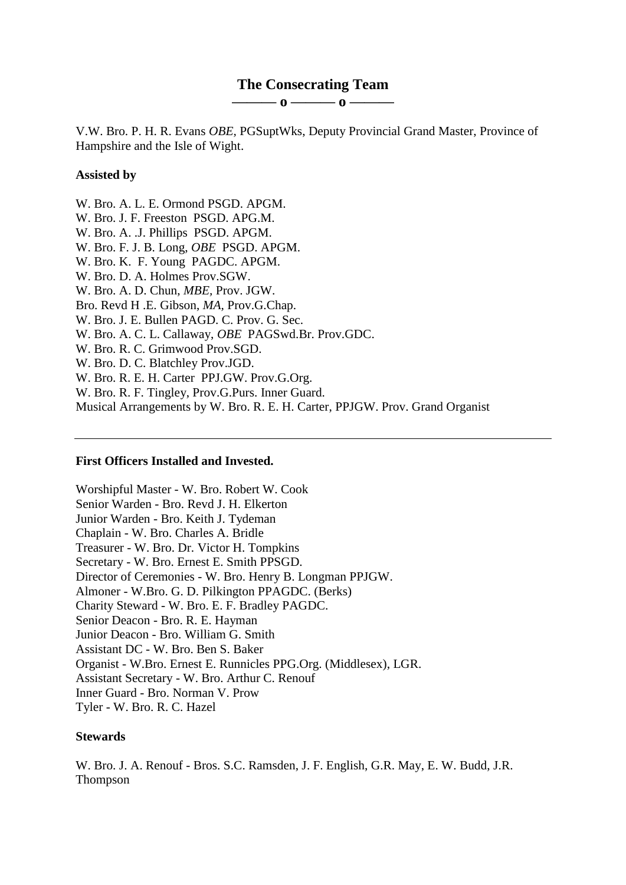## The Consecrating Team

**——— o ——— o ———**

V.W. Bro. P. H. R. Evans *OBE,* PGSuptWks, Deputy Provincial Grand Master, Province of Hampshire and the Isle of Wight.

**Assisted by**

W. Bro. A. L. E. Ormond PSGD. APGM.
W. Bro. J. F. Freeston PSGD. APG.M.
W. Bro. A. .J. Phillips PSGD. APGM.
W. Bro. F. J. B. Long, *OBE* PSGD. APGM.
W. Bro. K. F. Young PAGDC. APGM.
W. Bro. D. A. Holmes Prov.SGW.
W. Bro. A. D. Chun, *MBE,* Prov. JGW.
Bro. Revd H .E. Gibson, *MA,* Prov.G.Chap.
W. Bro. J. E. Bullen PAGD. C. Prov. G. Sec.
W. Bro. A. C. L. Callaway, *OBE* PAGSwd.Br. Prov.GDC.
W. Bro. R. C. Grimwood Prov.SGD.
W. Bro. D. C. Blatchley Prov.JGD.
W. Bro. R. E. H. Carter PPJ.GW. Prov.G.Org.
W. Bro. R. F. Tingley, Prov.G.Purs. Inner Guard.
Musical Arrangements by W. Bro. R. E. H. Carter, PPJGW. Prov. Grand Organist

---

**First Officers Installed and Invested.**

Worshipful Master - W. Bro. Robert W. Cook
Senior Warden - Bro. Revd J. H. Elkerton
Junior Warden - Bro. Keith J. Tydeman
Chaplain - W. Bro. Charles A. Bridle
Treasurer - W. Bro. Dr. Victor H. Tompkins
Secretary - W. Bro. Ernest E. Smith PPSGD.
Director of Ceremonies - W. Bro. Henry B. Longman PPJGW.
Almoner - W.Bro. G. D. Pilkington PPAGDC. (Berks)
Charity Steward - W. Bro. E. F. Bradley PAGDC.
Senior Deacon - Bro. R. E. Hayman
Junior Deacon - Bro. William G. Smith
Assistant DC - W. Bro. Ben S. Baker
Organist - W.Bro. Ernest E. Runnicles PPG.Org. (Middlesex), LGR.
Assistant Secretary - W. Bro. Arthur C. Renouf
Inner Guard - Bro. Norman V. Prow
Tyler - W. Bro. R. C. Hazel

**Stewards**

W. Bro. J. A. Renouf - Bros. S.C. Ramsden, J. F. English, G.R. May, E. W. Budd, J.R. Thompson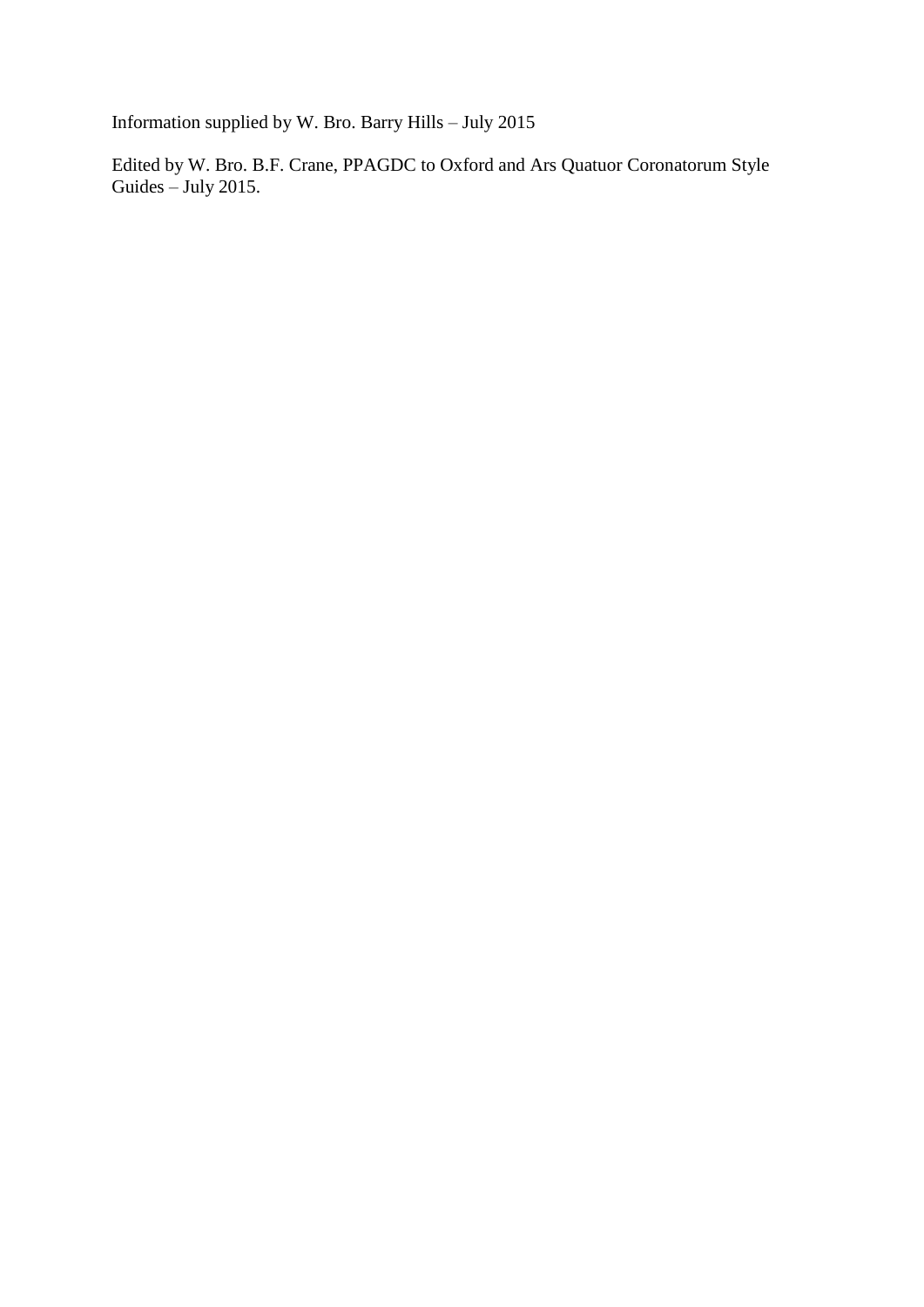Information supplied by W. Bro. Barry Hills – July 2015

Edited by W. Bro. B.F. Crane, PPAGDC to Oxford and Ars Quatuor Coronatorum Style Guides – July 2015.